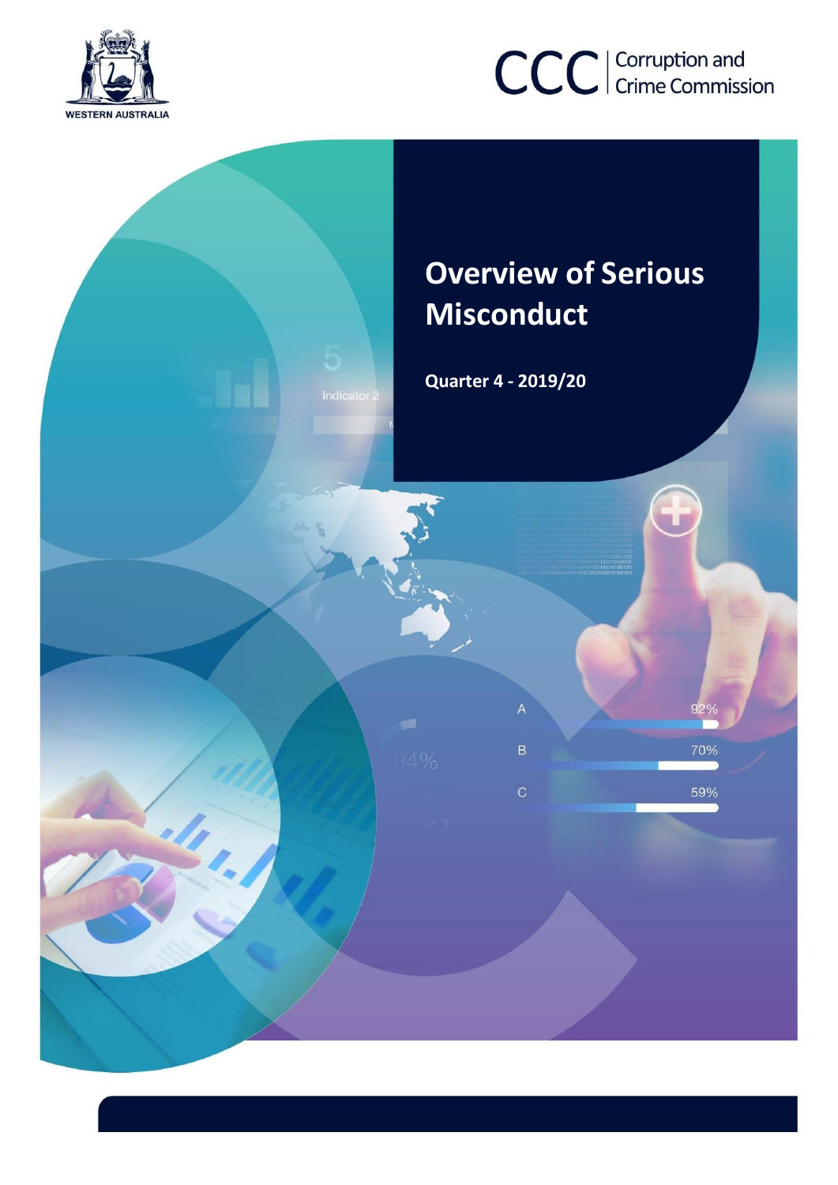WESTERN AUSTRALIA

CCC | Corruption and Crime Commission

# Overview of Serious Misconduct

**Quarter 4 - 2019/20**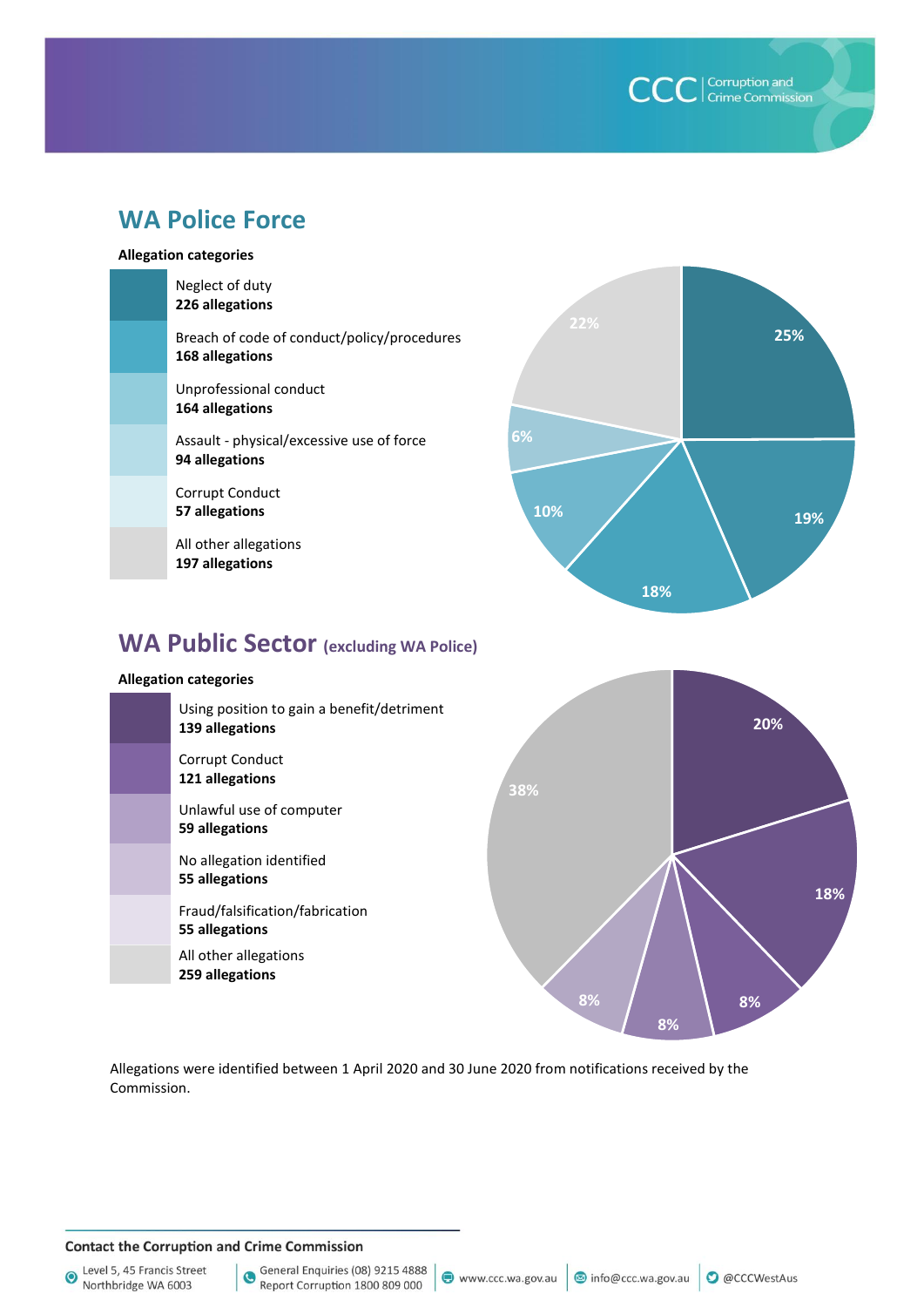## WA Police Force

**Allegation categories**

- Neglect of duty
  **226 allegations**
- Breach of code of conduct/policy/procedures
  **168 allegations**
- Unprofessional conduct
  **164 allegations**
- Assault - physical/excessive use of force
  **94 allegations**
- Corrupt Conduct
  **57 allegations**
- All other allegations
  **197 allegations**

25%, 19%, 18%, 10%, 6%, 22%

## WA Public Sector (excluding WA Police)

**Allegation categories**

- Using position to gain a benefit/detriment
  **139 allegations**
- Corrupt Conduct
  **121 allegations**
- Unlawful use of computer
  **59 allegations**
- No allegation identified
  **55 allegations**
- Fraud/falsification/fabrication
  **55 allegations**
- All other allegations
  **259 allegations**

20%, 18%, 8%, 8%, 8%, 38%

Allegations were identified between 1 April 2020 and 30 June 2020 from notifications received by the Commission.

**Contact the Corruption and Crime Commission**

Level 5, 45 Francis Street Northbridge WA 6003 | General Enquiries (08) 9215 4888 Report Corruption 1800 809 000 | www.ccc.wa.gov.au | info@ccc.wa.gov.au | @CCCWestAus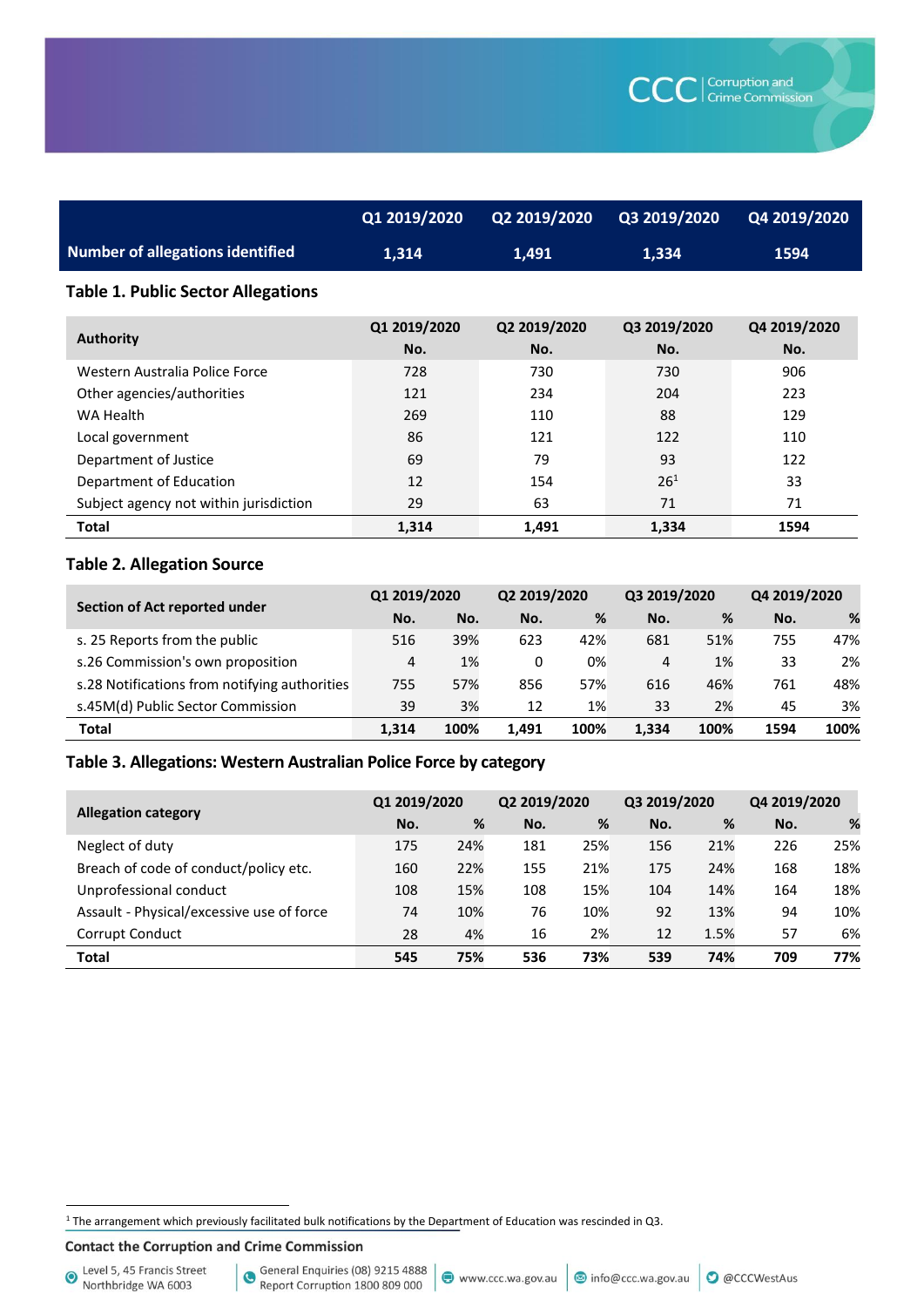| | Q1 2019/2020 | Q2 2019/2020 | Q3 2019/2020 | Q4 2019/2020 |
|---|---|---|---|---|
| **Number of allegations identified** | 1,314 | 1,491 | 1,334 | 1594 |

### Table 1. Public Sector Allegations

| Authority | Q1 2019/2020 | Q2 2019/2020 | Q3 2019/2020 | Q4 2019/2020 |
|---|---|---|---|---|
| | No. | No. | No. | No. |
| Western Australia Police Force | 728 | 730 | 730 | 906 |
| Other agencies/authorities | 121 | 234 | 204 | 223 |
| WA Health | 269 | 110 | 88 | 129 |
| Local government | 86 | 121 | 122 | 110 |
| Department of Justice | 69 | 79 | 93 | 122 |
| Department of Education | 12 | 154 | 26[1] | 33 |
| Subject agency not within jurisdiction | 29 | 63 | 71 | 71 |
| **Total** | **1,314** | **1,491** | **1,334** | **1594** |

### Table 2. Allegation Source

| Section of Act reported under | Q1 2019/2020 | | Q2 2019/2020 | | Q3 2019/2020 | | Q4 2019/2020 | |
|---|---|---|---|---|---|---|---|---|
| | No. | No. | No. | % | No. | % | No. | % |
| s. 25 Reports from the public | 516 | 39% | 623 | 42% | 681 | 51% | 755 | 47% |
| s.26 Commission's own proposition | 4 | 1% | 0 | 0% | 4 | 1% | 33 | 2% |
| s.28 Notifications from notifying authorities | 755 | 57% | 856 | 57% | 616 | 46% | 761 | 48% |
| s.45M(d) Public Sector Commission | 39 | 3% | 12 | 1% | 33 | 2% | 45 | 3% |
| **Total** | **1,314** | **100%** | **1,491** | **100%** | **1,334** | **100%** | **1594** | **100%** |

### Table 3. Allegations: Western Australian Police Force by category

| Allegation category | Q1 2019/2020 | | Q2 2019/2020 | | Q3 2019/2020 | | Q4 2019/2020 | |
|---|---|---|---|---|---|---|---|---|
| | No. | % | No. | % | No. | % | No. | % |
| Neglect of duty | 175 | 24% | 181 | 25% | 156 | 21% | 226 | 25% |
| Breach of code of conduct/policy etc. | 160 | 22% | 155 | 21% | 175 | 24% | 168 | 18% |
| Unprofessional conduct | 108 | 15% | 108 | 15% | 104 | 14% | 164 | 18% |
| Assault - Physical/excessive use of force | 74 | 10% | 76 | 10% | 92 | 13% | 94 | 10% |
| Corrupt Conduct | 28 | 4% | 16 | 2% | 12 | 1.5% | 57 | 6% |
| **Total** | **545** | **75%** | **536** | **73%** | **539** | **74%** | **709** | **77%** |

[1] The arrangement which previously facilitated bulk notifications by the Department of Education was rescinded in Q3.

**Contact the Corruption and Crime Commission**

Level 5, 45 Francis Street Northbridge WA 6003 | General Enquiries (08) 9215 4888 Report Corruption 1800 809 000 | www.ccc.wa.gov.au | info@ccc.wa.gov.au | @CCCWestAus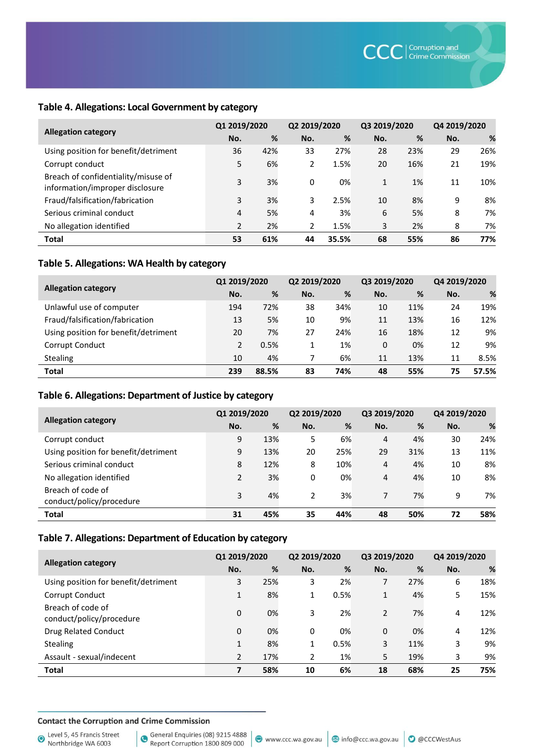### Table 4. Allegations: Local Government by category

| Allegation category | Q1 2019/2020 | | Q2 2019/2020 | | Q3 2019/2020 | | Q4 2019/2020 | |
|---|---|---|---|---|---|---|---|---|
| | No. | % | No. | % | No. | % | No. | % |
| Using position for benefit/detriment | 36 | 42% | 33 | 27% | 28 | 23% | 29 | 26% |
| Corrupt conduct | 5 | 6% | 2 | 1.5% | 20 | 16% | 21 | 19% |
| Breach of confidentiality/misuse of information/improper disclosure | 3 | 3% | 0 | 0% | 1 | 1% | 11 | 10% |
| Fraud/falsification/fabrication | 3 | 3% | 3 | 2.5% | 10 | 8% | 9 | 8% |
| Serious criminal conduct | 4 | 5% | 4 | 3% | 6 | 5% | 8 | 7% |
| No allegation identified | 2 | 2% | 2 | 1.5% | 3 | 2% | 8 | 7% |
| **Total** | **53** | **61%** | **44** | **35.5%** | **68** | **55%** | **86** | **77%** |

### Table 5. Allegations: WA Health by category

| Allegation category | Q1 2019/2020 | | Q2 2019/2020 | | Q3 2019/2020 | | Q4 2019/2020 | |
|---|---|---|---|---|---|---|---|---|
| | No. | % | No. | % | No. | % | No. | % |
| Unlawful use of computer | 194 | 72% | 38 | 34% | 10 | 11% | 24 | 19% |
| Fraud/falsification/fabrication | 13 | 5% | 10 | 9% | 11 | 13% | 16 | 12% |
| Using position for benefit/detriment | 20 | 7% | 27 | 24% | 16 | 18% | 12 | 9% |
| Corrupt Conduct | 2 | 0.5% | 1 | 1% | 0 | 0% | 12 | 9% |
| Stealing | 10 | 4% | 7 | 6% | 11 | 13% | 11 | 8.5% |
| **Total** | **239** | **88.5%** | **83** | **74%** | **48** | **55%** | **75** | **57.5%** |

### Table 6. Allegations: Department of Justice by category

| Allegation category | Q1 2019/2020 | | Q2 2019/2020 | | Q3 2019/2020 | | Q4 2019/2020 | |
|---|---|---|---|---|---|---|---|---|
| | No. | % | No. | % | No. | % | No. | % |
| Corrupt conduct | 9 | 13% | 5 | 6% | 4 | 4% | 30 | 24% |
| Using position for benefit/detriment | 9 | 13% | 20 | 25% | 29 | 31% | 13 | 11% |
| Serious criminal conduct | 8 | 12% | 8 | 10% | 4 | 4% | 10 | 8% |
| No allegation identified | 2 | 3% | 0 | 0% | 4 | 4% | 10 | 8% |
| Breach of code of conduct/policy/procedure | 3 | 4% | 2 | 3% | 7 | 7% | 9 | 7% |
| **Total** | **31** | **45%** | **35** | **44%** | **48** | **50%** | **72** | **58%** |

### Table 7. Allegations: Department of Education by category

| Allegation category | Q1 2019/2020 | | Q2 2019/2020 | | Q3 2019/2020 | | Q4 2019/2020 | |
|---|---|---|---|---|---|---|---|---|
| | No. | % | No. | % | No. | % | No. | % |
| Using position for benefit/detriment | 3 | 25% | 3 | 2% | 7 | 27% | 6 | 18% |
| Corrupt Conduct | 1 | 8% | 1 | 0.5% | 1 | 4% | 5 | 15% |
| Breach of code of conduct/policy/procedure | 0 | 0% | 3 | 2% | 2 | 7% | 4 | 12% |
| Drug Related Conduct | 0 | 0% | 0 | 0% | 0 | 0% | 4 | 12% |
| Stealing | 1 | 8% | 1 | 0.5% | 3 | 11% | 3 | 9% |
| Assault - sexual/indecent | 2 | 17% | 2 | 1% | 5 | 19% | 3 | 9% |
| **Total** | **7** | **58%** | **10** | **6%** | **18** | **68%** | **25** | **75%** |

**Contact the Corruption and Crime Commission**

Level 5, 45 Francis Street Northbridge WA 6003 | General Enquiries (08) 9215 4888 Report Corruption 1800 809 000 | www.ccc.wa.gov.au | info@ccc.wa.gov.au | @CCCWestAus